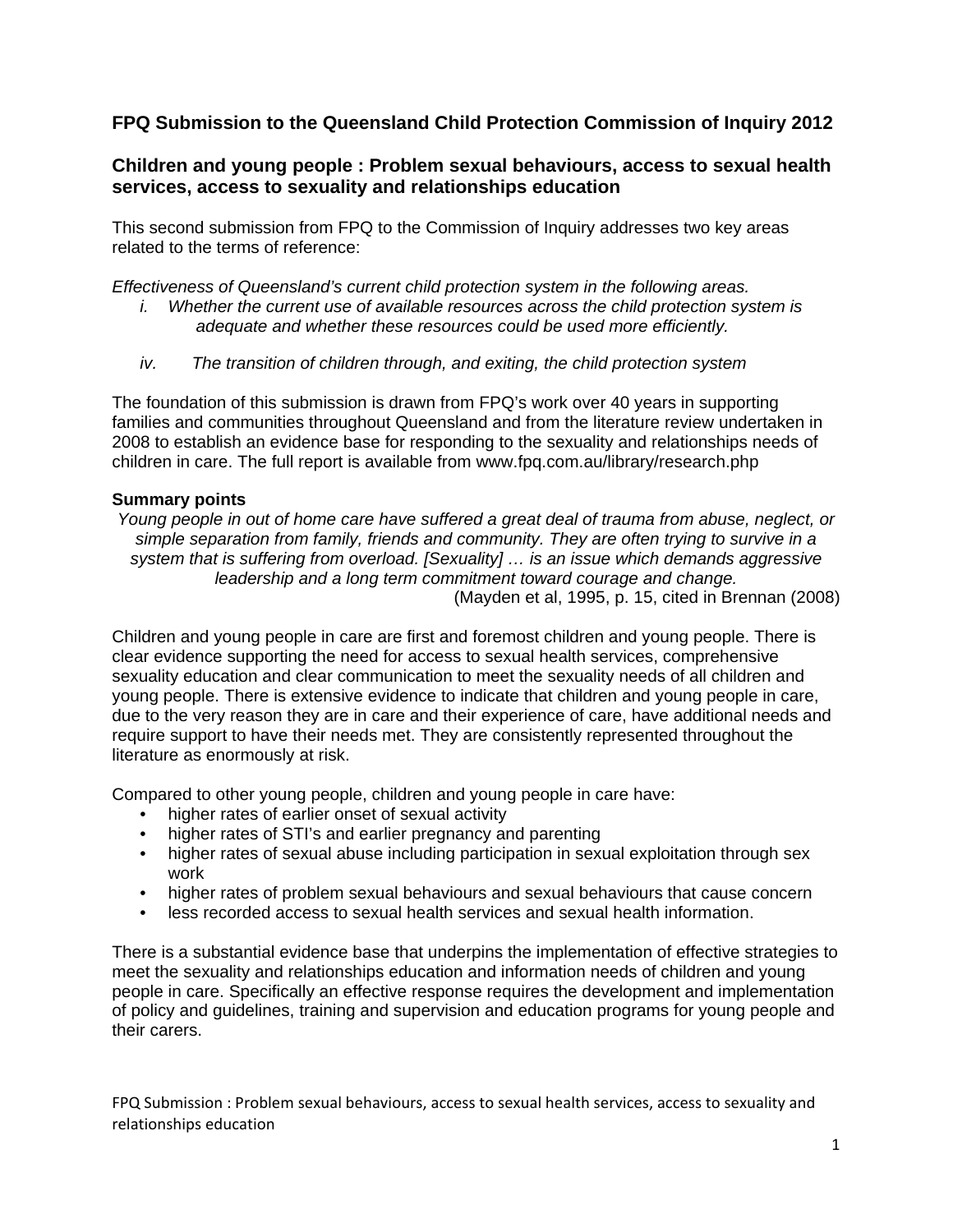# FPQ Submission to the Queensland Child Protection Commission of Inquiry 2012

## Children and young people : Problem sexual behaviours, access to sexual health services, access to sexuality and relationships education

This second submission from FPQ to the Commission of Inquiry addresses two key areas related to the terms of reference:

*Effectiveness of Queensland's current child protection system in the following areas.*

*i. Whether the current use of available resources across the child protection system is adequate and whether these resources could be used more efficiently.*

*iv. The transition of children through, and exiting, the child protection system*

The foundation of this submission is drawn from FPQ's work over 40 years in supporting families and communities throughout Queensland and from the literature review undertaken in 2008 to establish an evidence base for responding to the sexuality and relationships needs of children in care. The full report is available from www.fpq.com.au/library/research.php

**Summary points**

*Young people in out of home care have suffered a great deal of trauma from abuse, neglect, or simple separation from family, friends and community. They are often trying to survive in a system that is suffering from overload. [Sexuality] … is an issue which demands aggressive leadership and a long term commitment toward courage and change.*

(Mayden et al, 1995, p. 15, cited in Brennan (2008)

Children and young people in care are first and foremost children and young people. There is clear evidence supporting the need for access to sexual health services, comprehensive sexuality education and clear communication to meet the sexuality needs of all children and young people. There is extensive evidence to indicate that children and young people in care, due to the very reason they are in care and their experience of care, have additional needs and require support to have their needs met. They are consistently represented throughout the literature as enormously at risk.

Compared to other young people, children and young people in care have:

- higher rates of earlier onset of sexual activity
- higher rates of STI's and earlier pregnancy and parenting
- higher rates of sexual abuse including participation in sexual exploitation through sex work
- higher rates of problem sexual behaviours and sexual behaviours that cause concern
- less recorded access to sexual health services and sexual health information.

There is a substantial evidence base that underpins the implementation of effective strategies to meet the sexuality and relationships education and information needs of children and young people in care. Specifically an effective response requires the development and implementation of policy and guidelines, training and supervision and education programs for young people and their carers.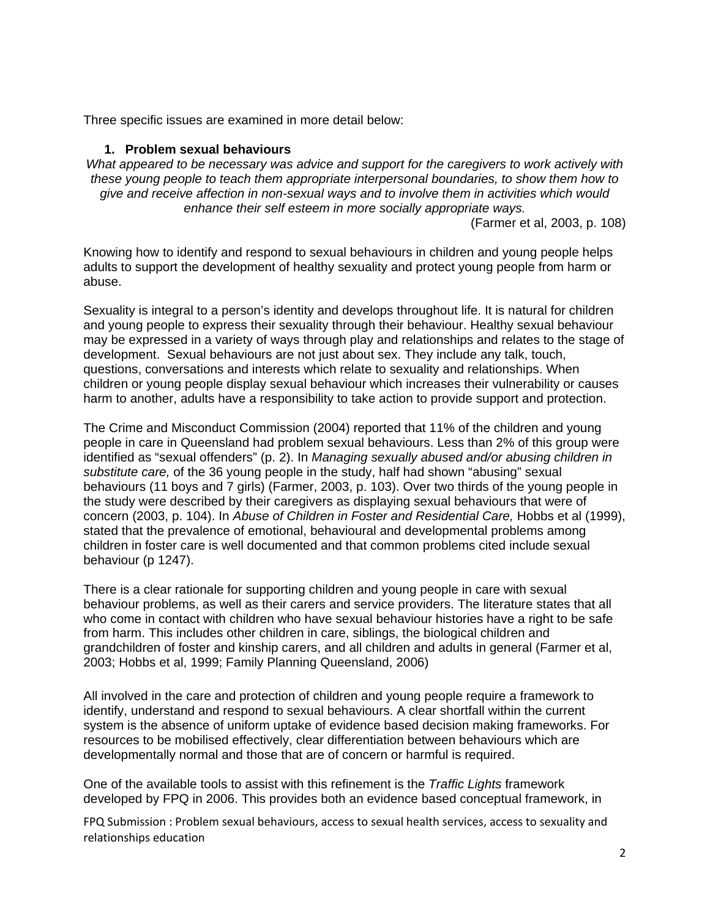Three specific issues are examined in more detail below:

## 1. Problem sexual behaviours

*What appeared to be necessary was advice and support for the caregivers to work actively with these young people to teach them appropriate interpersonal boundaries, to show them how to give and receive affection in non-sexual ways and to involve them in activities which would enhance their self esteem in more socially appropriate ways.*

(Farmer et al, 2003, p. 108)

Knowing how to identify and respond to sexual behaviours in children and young people helps adults to support the development of healthy sexuality and protect young people from harm or abuse.

Sexuality is integral to a person's identity and develops throughout life. It is natural for children and young people to express their sexuality through their behaviour. Healthy sexual behaviour may be expressed in a variety of ways through play and relationships and relates to the stage of development. Sexual behaviours are not just about sex. They include any talk, touch, questions, conversations and interests which relate to sexuality and relationships. When children or young people display sexual behaviour which increases their vulnerability or causes harm to another, adults have a responsibility to take action to provide support and protection.

The Crime and Misconduct Commission (2004) reported that 11% of the children and young people in care in Queensland had problem sexual behaviours. Less than 2% of this group were identified as "sexual offenders" (p. 2). In *Managing sexually abused and/or abusing children in substitute care,* of the 36 young people in the study, half had shown "abusing" sexual behaviours (11 boys and 7 girls) (Farmer, 2003, p. 103). Over two thirds of the young people in the study were described by their caregivers as displaying sexual behaviours that were of concern (2003, p. 104). In *Abuse of Children in Foster and Residential Care,* Hobbs et al (1999), stated that the prevalence of emotional, behavioural and developmental problems among children in foster care is well documented and that common problems cited include sexual behaviour (p 1247).

There is a clear rationale for supporting children and young people in care with sexual behaviour problems, as well as their carers and service providers. The literature states that all who come in contact with children who have sexual behaviour histories have a right to be safe from harm. This includes other children in care, siblings, the biological children and grandchildren of foster and kinship carers, and all children and adults in general (Farmer et al, 2003; Hobbs et al, 1999; Family Planning Queensland, 2006)

All involved in the care and protection of children and young people require a framework to identify, understand and respond to sexual behaviours. A clear shortfall within the current system is the absence of uniform uptake of evidence based decision making frameworks. For resources to be mobilised effectively, clear differentiation between behaviours which are developmentally normal and those that are of concern or harmful is required.

One of the available tools to assist with this refinement is the *Traffic Lights* framework developed by FPQ in 2006. This provides both an evidence based conceptual framework, in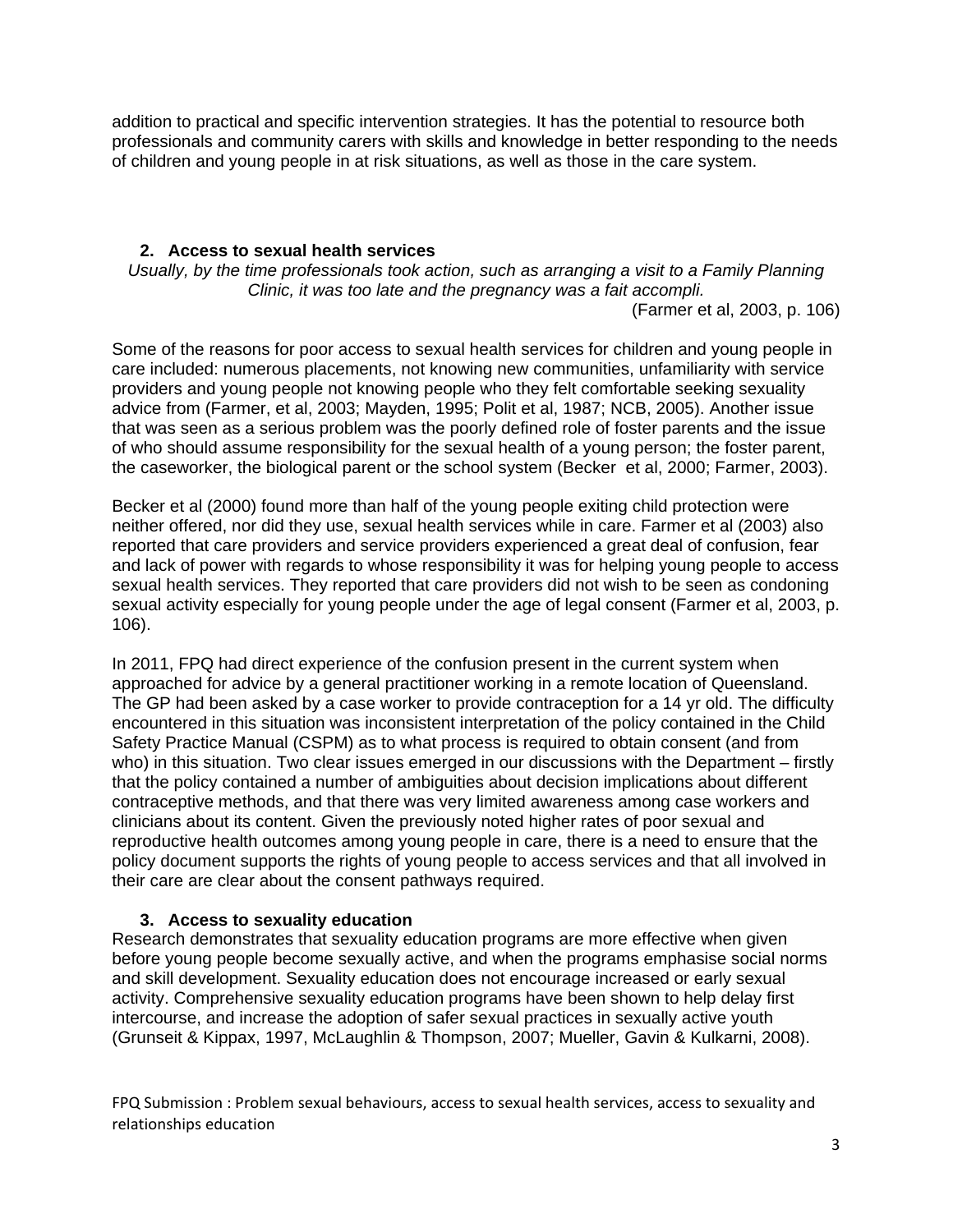addition to practical and specific intervention strategies. It has the potential to resource both professionals and community carers with skills and knowledge in better responding to the needs of children and young people in at risk situations, as well as those in the care system.

## 2. Access to sexual health services

*Usually, by the time professionals took action, such as arranging a visit to a Family Planning Clinic, it was too late and the pregnancy was a fait accompli.*

(Farmer et al, 2003, p. 106)

Some of the reasons for poor access to sexual health services for children and young people in care included: numerous placements, not knowing new communities, unfamiliarity with service providers and young people not knowing people who they felt comfortable seeking sexuality advice from (Farmer, et al, 2003; Mayden, 1995; Polit et al, 1987; NCB, 2005). Another issue that was seen as a serious problem was the poorly defined role of foster parents and the issue of who should assume responsibility for the sexual health of a young person; the foster parent, the caseworker, the biological parent or the school system (Becker et al, 2000; Farmer, 2003).

Becker et al (2000) found more than half of the young people exiting child protection were neither offered, nor did they use, sexual health services while in care. Farmer et al (2003) also reported that care providers and service providers experienced a great deal of confusion, fear and lack of power with regards to whose responsibility it was for helping young people to access sexual health services. They reported that care providers did not wish to be seen as condoning sexual activity especially for young people under the age of legal consent (Farmer et al, 2003, p. 106).

In 2011, FPQ had direct experience of the confusion present in the current system when approached for advice by a general practitioner working in a remote location of Queensland. The GP had been asked by a case worker to provide contraception for a 14 yr old. The difficulty encountered in this situation was inconsistent interpretation of the policy contained in the Child Safety Practice Manual (CSPM) as to what process is required to obtain consent (and from who) in this situation. Two clear issues emerged in our discussions with the Department – firstly that the policy contained a number of ambiguities about decision implications about different contraceptive methods, and that there was very limited awareness among case workers and clinicians about its content. Given the previously noted higher rates of poor sexual and reproductive health outcomes among young people in care, there is a need to ensure that the policy document supports the rights of young people to access services and that all involved in their care are clear about the consent pathways required.

## 3. Access to sexuality education

Research demonstrates that sexuality education programs are more effective when given before young people become sexually active, and when the programs emphasise social norms and skill development. Sexuality education does not encourage increased or early sexual activity. Comprehensive sexuality education programs have been shown to help delay first intercourse, and increase the adoption of safer sexual practices in sexually active youth (Grunseit & Kippax, 1997, McLaughlin & Thompson, 2007; Mueller, Gavin & Kulkarni, 2008).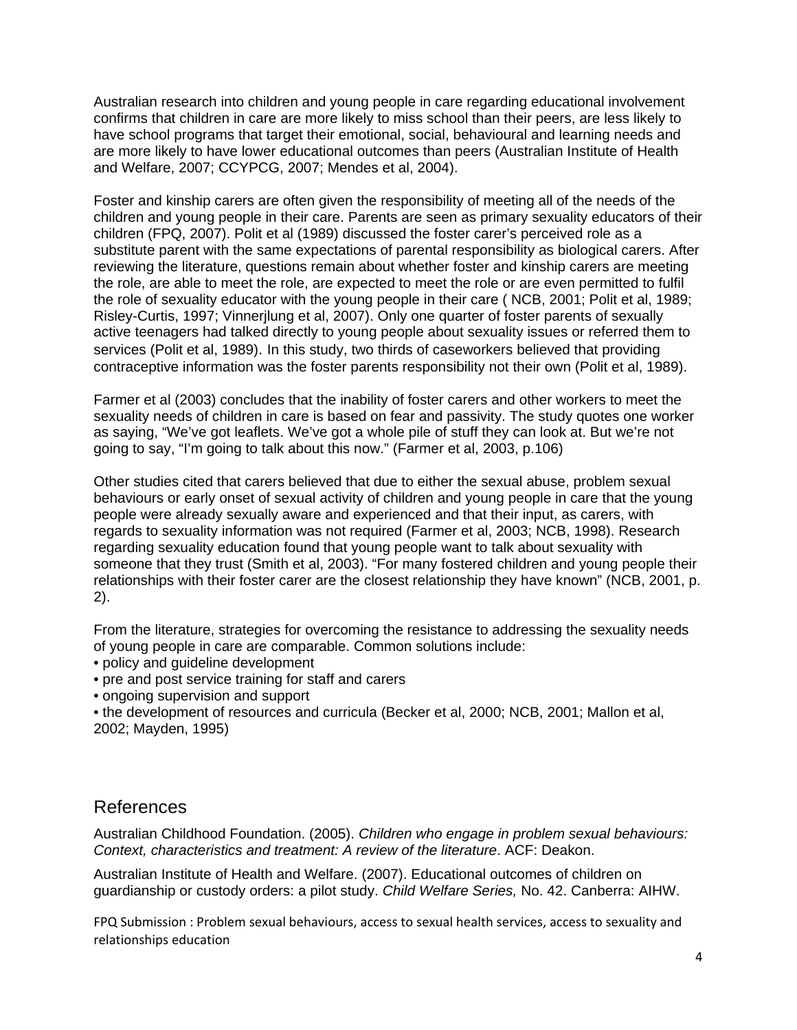Australian research into children and young people in care regarding educational involvement confirms that children in care are more likely to miss school than their peers, are less likely to have school programs that target their emotional, social, behavioural and learning needs and are more likely to have lower educational outcomes than peers (Australian Institute of Health and Welfare, 2007; CCYPCG, 2007; Mendes et al, 2004).

Foster and kinship carers are often given the responsibility of meeting all of the needs of the children and young people in their care. Parents are seen as primary sexuality educators of their children (FPQ, 2007). Polit et al (1989) discussed the foster carer's perceived role as a substitute parent with the same expectations of parental responsibility as biological carers. After reviewing the literature, questions remain about whether foster and kinship carers are meeting the role, are able to meet the role, are expected to meet the role or are even permitted to fulfil the role of sexuality educator with the young people in their care ( NCB, 2001; Polit et al, 1989; Risley-Curtis, 1997; Vinnerjlung et al, 2007). Only one quarter of foster parents of sexually active teenagers had talked directly to young people about sexuality issues or referred them to services (Polit et al, 1989). In this study, two thirds of caseworkers believed that providing contraceptive information was the foster parents responsibility not their own (Polit et al, 1989).

Farmer et al (2003) concludes that the inability of foster carers and other workers to meet the sexuality needs of children in care is based on fear and passivity. The study quotes one worker as saying, "We've got leaflets. We've got a whole pile of stuff they can look at. But we're not going to say, "I'm going to talk about this now." (Farmer et al, 2003, p.106)

Other studies cited that carers believed that due to either the sexual abuse, problem sexual behaviours or early onset of sexual activity of children and young people in care that the young people were already sexually aware and experienced and that their input, as carers, with regards to sexuality information was not required (Farmer et al, 2003; NCB, 1998). Research regarding sexuality education found that young people want to talk about sexuality with someone that they trust (Smith et al, 2003). "For many fostered children and young people their relationships with their foster carer are the closest relationship they have known" (NCB, 2001, p. 2).

From the literature, strategies for overcoming the resistance to addressing the sexuality needs of young people in care are comparable. Common solutions include:

- policy and guideline development
- pre and post service training for staff and carers
- ongoing supervision and support
- the development of resources and curricula (Becker et al, 2000; NCB, 2001; Mallon et al, 2002; Mayden, 1995)

## References

Australian Childhood Foundation. (2005). *Children who engage in problem sexual behaviours: Context, characteristics and treatment: A review of the literature*. ACF: Deakon.

Australian Institute of Health and Welfare. (2007). Educational outcomes of children on guardianship or custody orders: a pilot study. *Child Welfare Series,* No. 42. Canberra: AIHW.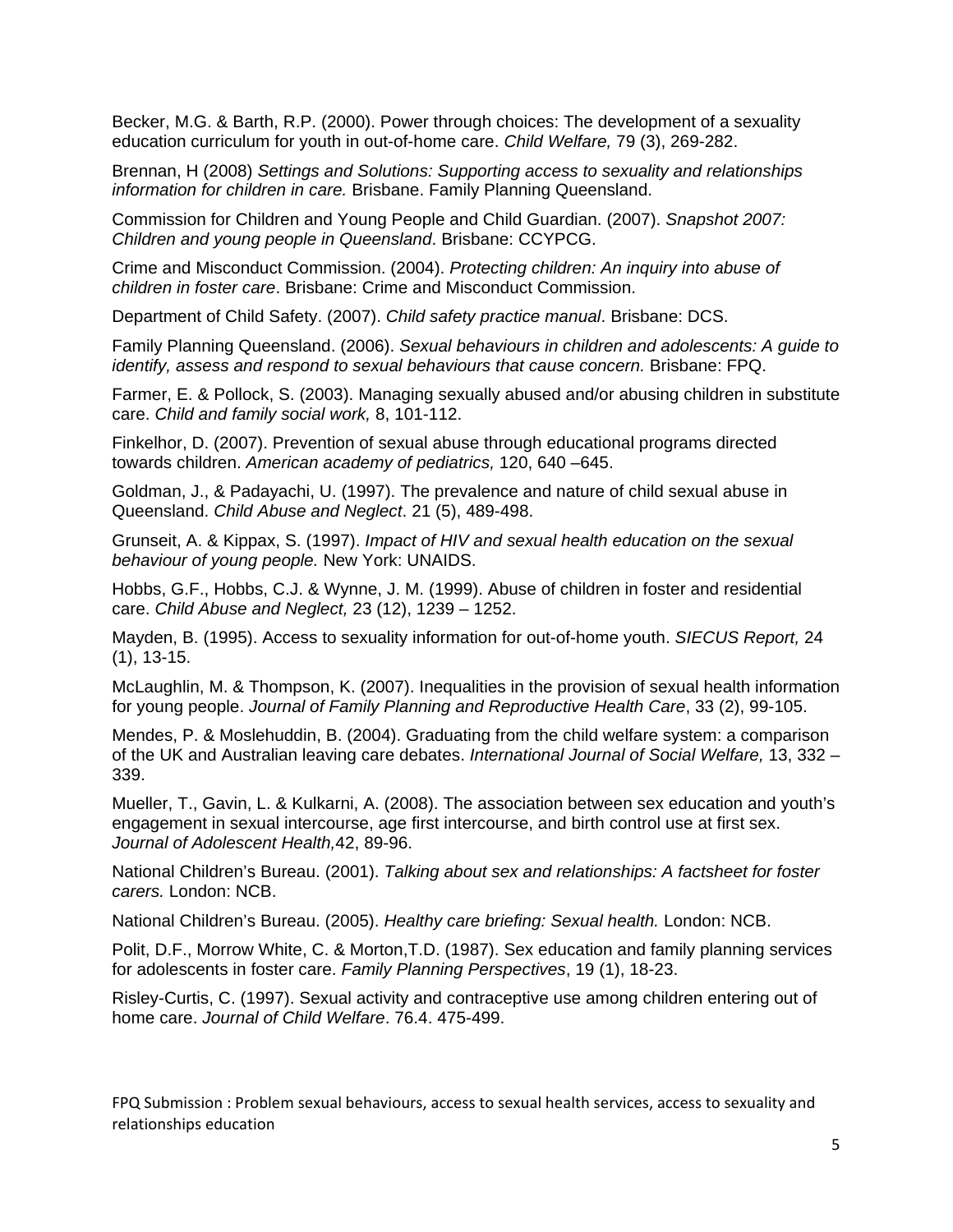Becker, M.G. & Barth, R.P. (2000). Power through choices: The development of a sexuality education curriculum for youth in out-of-home care. *Child Welfare,* 79 (3), 269-282.

Brennan, H (2008) *Settings and Solutions: Supporting access to sexuality and relationships information for children in care.* Brisbane. Family Planning Queensland.

Commission for Children and Young People and Child Guardian. (2007). *Snapshot 2007: Children and young people in Queensland*. Brisbane: CCYPCG.

Crime and Misconduct Commission. (2004). *Protecting children: An inquiry into abuse of children in foster care*. Brisbane: Crime and Misconduct Commission.

Department of Child Safety. (2007). *Child safety practice manual*. Brisbane: DCS.

Family Planning Queensland. (2006). *Sexual behaviours in children and adolescents: A guide to identify, assess and respond to sexual behaviours that cause concern.* Brisbane: FPQ.

Farmer, E. & Pollock, S. (2003). Managing sexually abused and/or abusing children in substitute care. *Child and family social work,* 8, 101-112.

Finkelhor, D. (2007). Prevention of sexual abuse through educational programs directed towards children. *American academy of pediatrics,* 120, 640 –645.

Goldman, J., & Padayachi, U. (1997). The prevalence and nature of child sexual abuse in Queensland. *Child Abuse and Neglect*. 21 (5), 489-498.

Grunseit, A. & Kippax, S. (1997). *Impact of HIV and sexual health education on the sexual behaviour of young people.* New York: UNAIDS.

Hobbs, G.F., Hobbs, C.J. & Wynne, J. M. (1999). Abuse of children in foster and residential care. *Child Abuse and Neglect,* 23 (12), 1239 – 1252.

Mayden, B. (1995). Access to sexuality information for out-of-home youth. *SIECUS Report,* 24 (1), 13-15.

McLaughlin, M. & Thompson, K. (2007). Inequalities in the provision of sexual health information for young people. *Journal of Family Planning and Reproductive Health Care*, 33 (2), 99-105.

Mendes, P. & Moslehuddin, B. (2004). Graduating from the child welfare system: a comparison of the UK and Australian leaving care debates. *International Journal of Social Welfare,* 13, 332 – 339.

Mueller, T., Gavin, L. & Kulkarni, A. (2008). The association between sex education and youth's engagement in sexual intercourse, age first intercourse, and birth control use at first sex. *Journal of Adolescent Health,*42, 89-96.

National Children's Bureau. (2001). *Talking about sex and relationships: A factsheet for foster carers.* London: NCB.

National Children's Bureau. (2005). *Healthy care briefing: Sexual health.* London: NCB.

Polit, D.F., Morrow White, C. & Morton,T.D. (1987). Sex education and family planning services for adolescents in foster care. *Family Planning Perspectives*, 19 (1), 18-23.

Risley-Curtis, C. (1997). Sexual activity and contraceptive use among children entering out of home care. *Journal of Child Welfare*. 76.4. 475-499.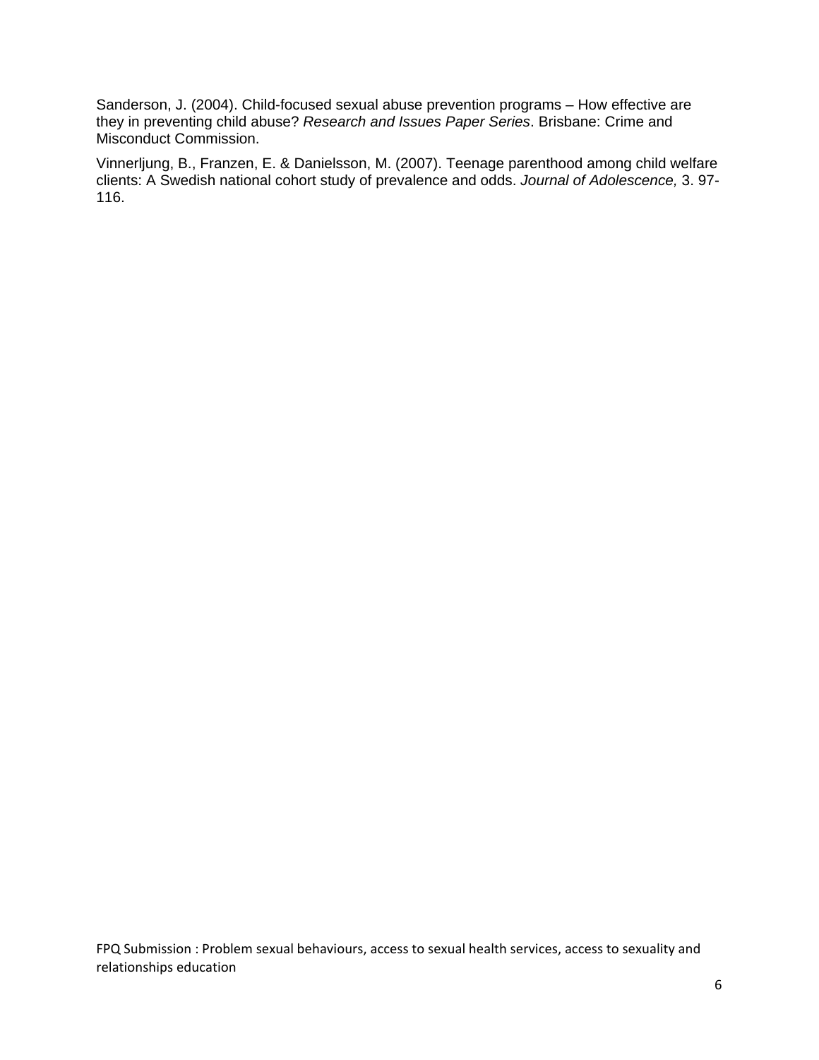Sanderson, J. (2004). Child-focused sexual abuse prevention programs – How effective are they in preventing child abuse? *Research and Issues Paper Series*. Brisbane: Crime and Misconduct Commission.

Vinnerljung, B., Franzen, E. & Danielsson, M. (2007). Teenage parenthood among child welfare clients: A Swedish national cohort study of prevalence and odds. *Journal of Adolescence,* 3. 97-116.